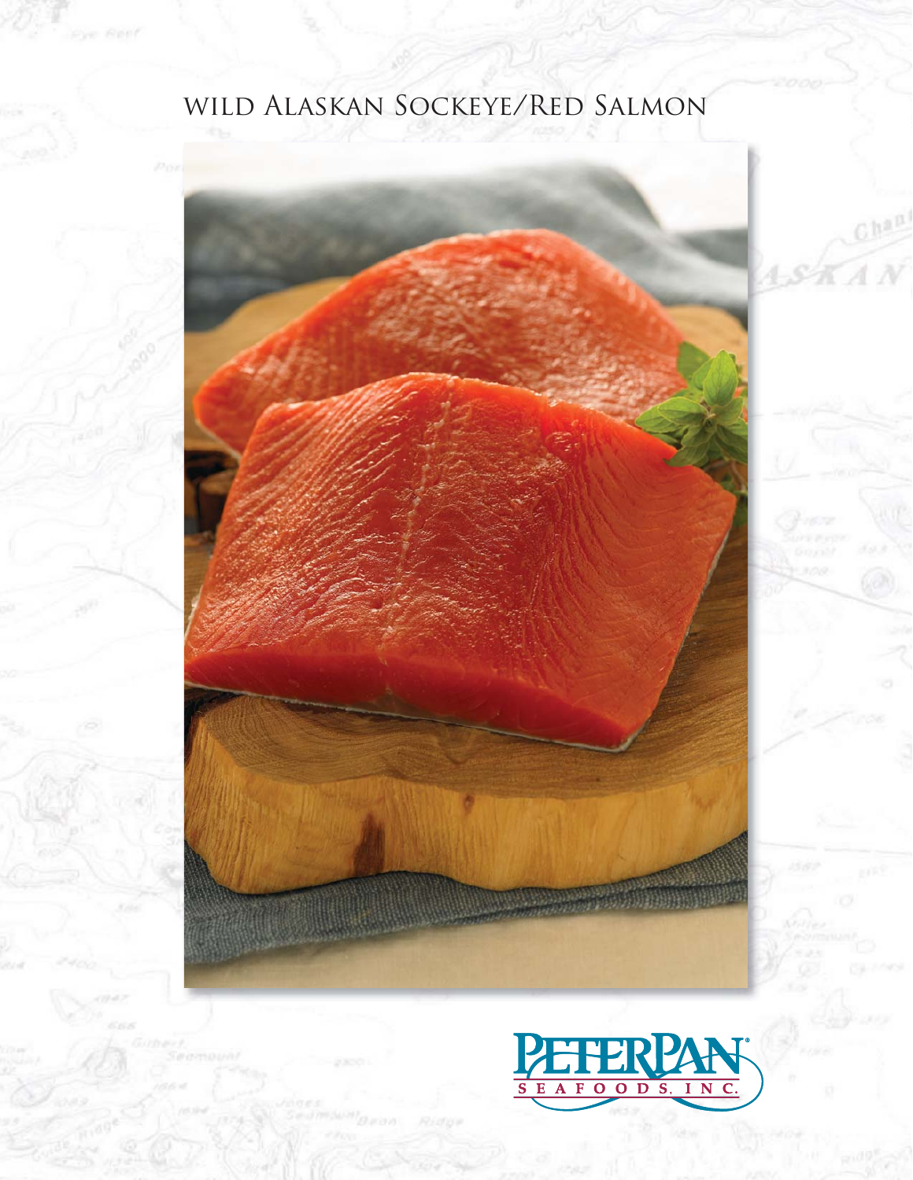# WILD ALASKAN SOCKEYE/RED SALMON

PETERPAN® SEAFOODS, INC.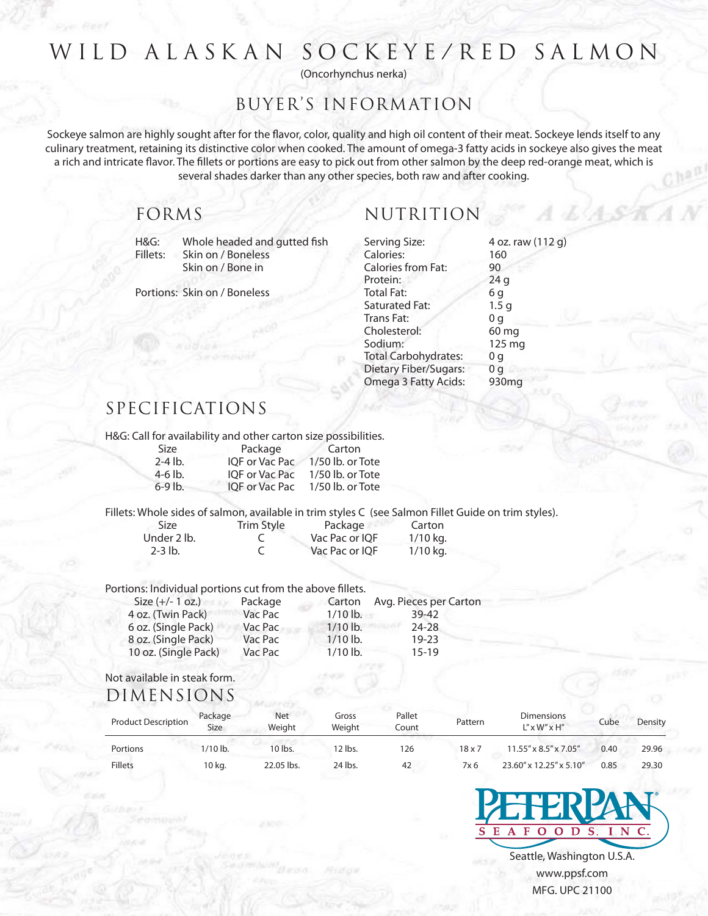# WILD ALASKAN SOCKEYE/RED SALMON

(Oncorhynchus nerka)

## BUYER'S INFORMATION

Sockeye salmon are highly sought after for the flavor, color, quality and high oil content of their meat. Sockeye lends itself to any culinary treatment, retaining its distinctive color when cooked. The amount of omega-3 fatty acids in sockeye also gives the meat a rich and intricate flavor. The fillets or portions are easy to pick out from other salmon by the deep red-orange meat, which is several shades darker than any other species, both raw and after cooking.

## FORMS

| | |
|---|---|
| H&G: | Whole headed and gutted fish |
| Fillets: | Skin on / Boneless |
| | Skin on / Bone in |
| Portions: | Skin on / Boneless |

## NUTRITION

| | |
|---|---|
| Serving Size: | 4 oz. raw (112 g) |
| Calories: | 160 |
| Calories from Fat: | 90 |
| Protein: | 24 g |
| Total Fat: | 6 g |
| Saturated Fat: | 1.5 g |
| Trans Fat: | 0 g |
| Cholesterol: | 60 mg |
| Sodium: | 125 mg |
| Total Carbohydrates: | 0 g |
| Dietary Fiber/Sugars: | 0 g |
| Omega 3 Fatty Acids: | 930mg |

## SPECIFICATIONS

H&G: Call for availability and other carton size possibilities.

| Size | Package | Carton |
|---|---|---|
| 2-4 lb. | IQF or Vac Pac | 1/50 lb. or Tote |
| 4-6 lb. | IQF or Vac Pac | 1/50 lb. or Tote |
| 6-9 lb. | IQF or Vac Pac | 1/50 lb. or Tote |

Fillets: Whole sides of salmon, available in trim styles C (see Salmon Fillet Guide on trim styles).

| Size | Trim Style | Package | Carton |
|---|---|---|---|
| Under 2 lb. | C | Vac Pac or IQF | 1/10 kg. |
| 2-3 lb. | C | Vac Pac or IQF | 1/10 kg. |

Portions: Individual portions cut from the above fillets.

| Size (+/- 1 oz.) | Package | Carton | Avg. Pieces per Carton |
|---|---|---|---|
| 4 oz. (Twin Pack) | Vac Pac | 1/10 lb. | 39-42 |
| 6 oz. (Single Pack) | Vac Pac | 1/10 lb. | 24-28 |
| 8 oz. (Single Pack) | Vac Pac | 1/10 lb. | 19-23 |
| 10 oz. (Single Pack) | Vac Pac | 1/10 lb. | 15-19 |

Not available in steak form.

## DIMENSIONS

| Product Description | Package Size | Net Weight | Gross Weight | Pallet Count | Pattern | Dimensions L" x W" x H" | Cube | Density |
|---|---|---|---|---|---|---|---|---|
| Portions | 1/10 lb. | 10 lbs. | 12 lbs. | 126 | 18 x 7 | 11.55" x 8.5" x 7.05" | 0.40 | 29.96 |
| Fillets | 10 kg. | 22.05 lbs. | 24 lbs. | 42 | 7x 6 | 23.60" x 12.25" x 5.10" | 0.85 | 29.30 |

PETERPAN®
SEAFOODS, INC.

Seattle, Washington U.S.A.
www.ppsf.com
MFG. UPC 21100